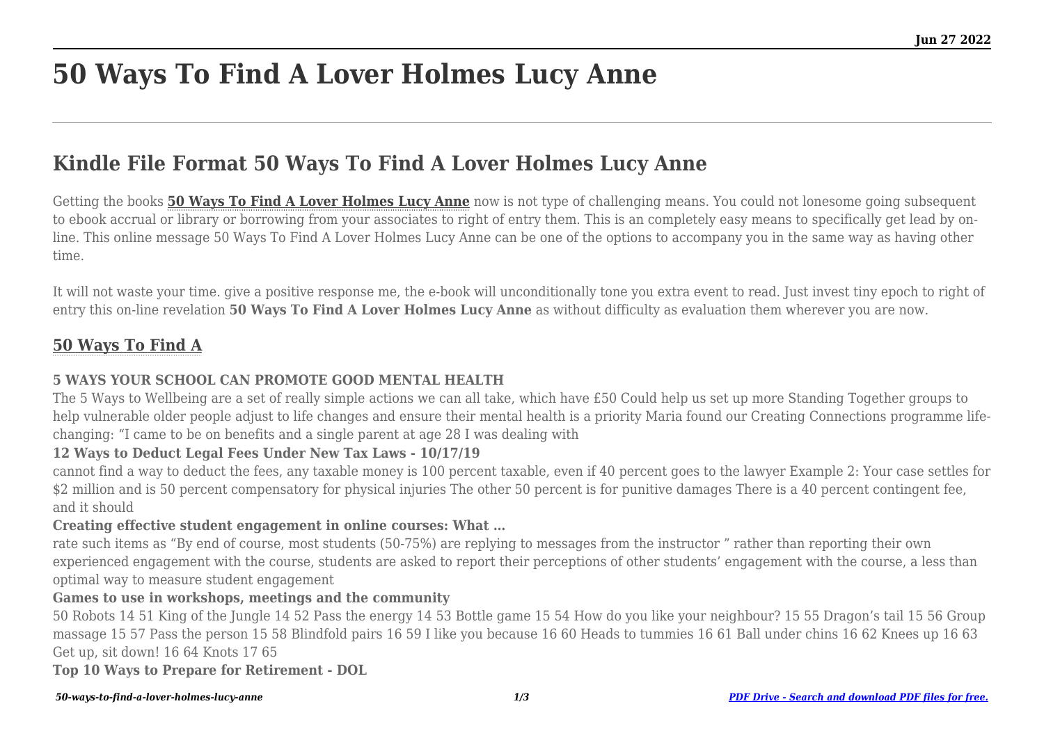# 50 Ways To Find A Lover Holmes Lucy Anne

## Kindle File Format 50 Ways To Find A Lover Holmes Lucy Anne

Getting the books **50 Ways To Find A Lover Holmes Lucy Anne** now is not type of challenging means. You could not lonesome going subsequent to ebook accrual or library or borrowing from your associates to right of entry them. This is an completely easy means to specifically get lead by on-line. This online message 50 Ways To Find A Lover Holmes Lucy Anne can be one of the options to accompany you in the same way as having other time.

It will not waste your time. give a positive response me, the e-book will unconditionally tone you extra event to read. Just invest tiny epoch to right of entry this on-line revelation **50 Ways To Find A Lover Holmes Lucy Anne** as without difficulty as evaluation them wherever you are now.

### 50 Ways To Find A

**5 WAYS YOUR SCHOOL CAN PROMOTE GOOD MENTAL HEALTH**

The 5 Ways to Wellbeing are a set of really simple actions we can all take, which have £50 Could help us set up more Standing Together groups to help vulnerable older people adjust to life changes and ensure their mental health is a priority Maria found our Creating Connections programme life-changing: "I came to be on benefits and a single parent at age 28 I was dealing with

**12 Ways to Deduct Legal Fees Under New Tax Laws - 10/17/19**

cannot find a way to deduct the fees, any taxable money is 100 percent taxable, even if 40 percent goes to the lawyer Example 2: Your case settles for $2 million and is 50 percent compensatory for physical injuries The other 50 percent is for punitive damages There is a 40 percent contingent fee, and it should

**Creating effective student engagement in online courses: What …**

rate such items as "By end of course, most students (50-75%) are replying to messages from the instructor " rather than reporting their own experienced engagement with the course, students are asked to report their perceptions of other students' engagement with the course, a less than optimal way to measure student engagement

**Games to use in workshops, meetings and the community**

50 Robots 14 51 King of the Jungle 14 52 Pass the energy 14 53 Bottle game 15 54 How do you like your neighbour? 15 55 Dragon's tail 15 56 Group massage 15 57 Pass the person 15 58 Blindfold pairs 16 59 I like you because 16 60 Heads to tummies 16 61 Ball under chins 16 62 Knees up 16 63 Get up, sit down! 16 64 Knots 17 65

**Top 10 Ways to Prepare for Retirement - DOL**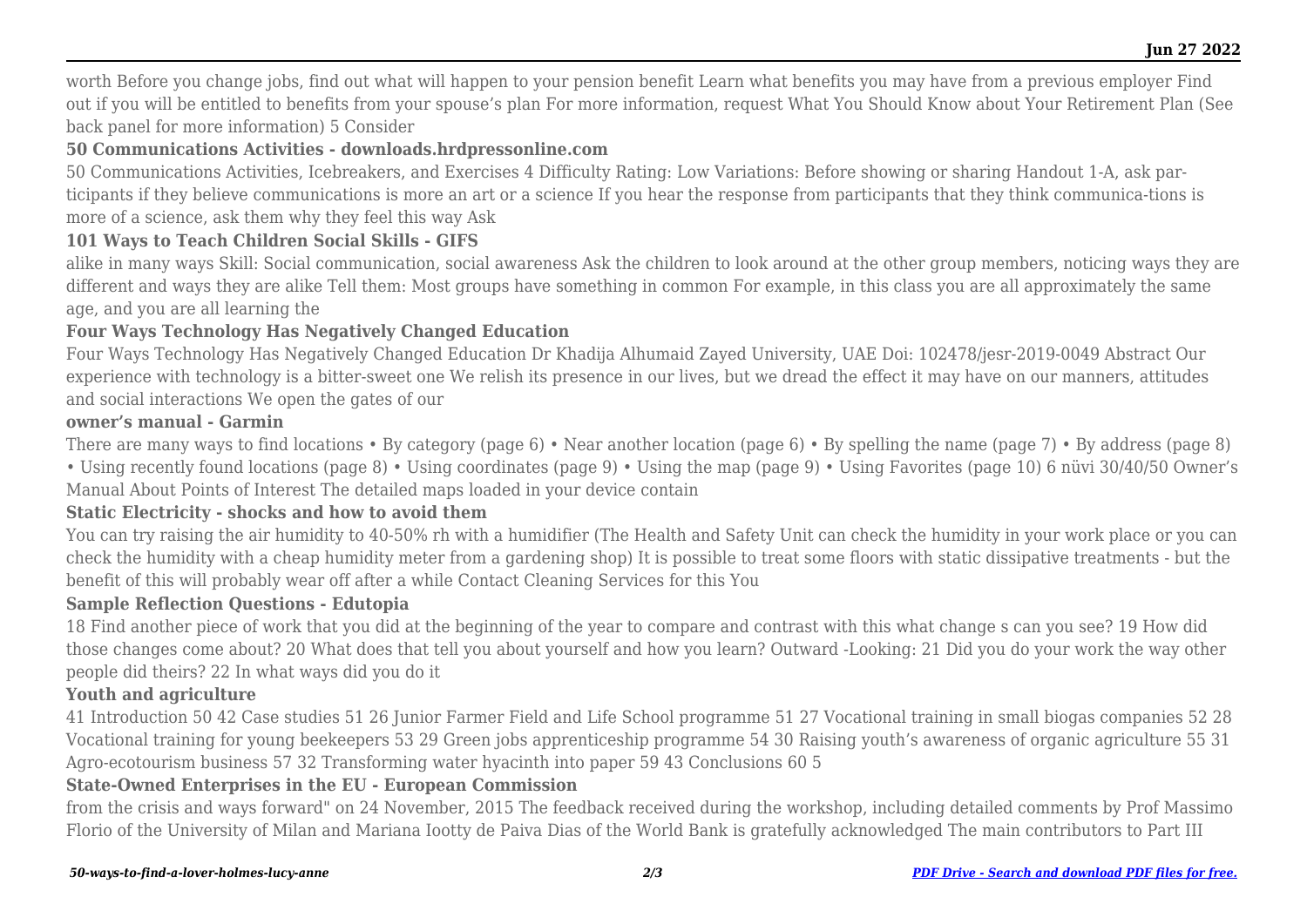worth Before you change jobs, find out what will happen to your pension benefit Learn what benefits you may have from a previous employer Find out if you will be entitled to benefits from your spouse's plan For more information, request What You Should Know about Your Retirement Plan (See back panel for more information) 5 Consider

### 50 Communications Activities - downloads.hrdpressonline.com

50 Communications Activities, Icebreakers, and Exercises 4 Difficulty Rating: Low Variations: Before showing or sharing Handout 1-A, ask participants if they believe communications is more an art or a science If you hear the response from participants that they think communica-tions is more of a science, ask them why they feel this way Ask

### 101 Ways to Teach Children Social Skills - GIFS

alike in many ways Skill: Social communication, social awareness Ask the children to look around at the other group members, noticing ways they are different and ways they are alike Tell them: Most groups have something in common For example, in this class you are all approximately the same age, and you are all learning the

### Four Ways Technology Has Negatively Changed Education

Four Ways Technology Has Negatively Changed Education Dr Khadija Alhumaid Zayed University, UAE Doi: 102478/jesr-2019-0049 Abstract Our experience with technology is a bitter-sweet one We relish its presence in our lives, but we dread the effect it may have on our manners, attitudes and social interactions We open the gates of our

### owner's manual - Garmin

There are many ways to find locations • By category (page 6) • Near another location (page 6) • By spelling the name (page 7) • By address (page 8) • Using recently found locations (page 8) • Using coordinates (page 9) • Using the map (page 9) • Using Favorites (page 10) 6 nüvi 30/40/50 Owner's Manual About Points of Interest The detailed maps loaded in your device contain

### Static Electricity - shocks and how to avoid them

You can try raising the air humidity to 40-50% rh with a humidifier (The Health and Safety Unit can check the humidity in your work place or you can check the humidity with a cheap humidity meter from a gardening shop) It is possible to treat some floors with static dissipative treatments - but the benefit of this will probably wear off after a while Contact Cleaning Services for this You

### Sample Reflection Questions - Edutopia

18 Find another piece of work that you did at the beginning of the year to compare and contrast with this what change s can you see? 19 How did those changes come about? 20 What does that tell you about yourself and how you learn? Outward -Looking: 21 Did you do your work the way other people did theirs? 22 In what ways did you do it

### Youth and agriculture

41 Introduction 50 42 Case studies 51 26 Junior Farmer Field and Life School programme 51 27 Vocational training in small biogas companies 52 28 Vocational training for young beekeepers 53 29 Green jobs apprenticeship programme 54 30 Raising youth's awareness of organic agriculture 55 31 Agro-ecotourism business 57 32 Transforming water hyacinth into paper 59 43 Conclusions 60 5

### State-Owned Enterprises in the EU - European Commission

from the crisis and ways forward" on 24 November, 2015 The feedback received during the workshop, including detailed comments by Prof Massimo Florio of the University of Milan and Mariana Iootty de Paiva Dias of the World Bank is gratefully acknowledged The main contributors to Part III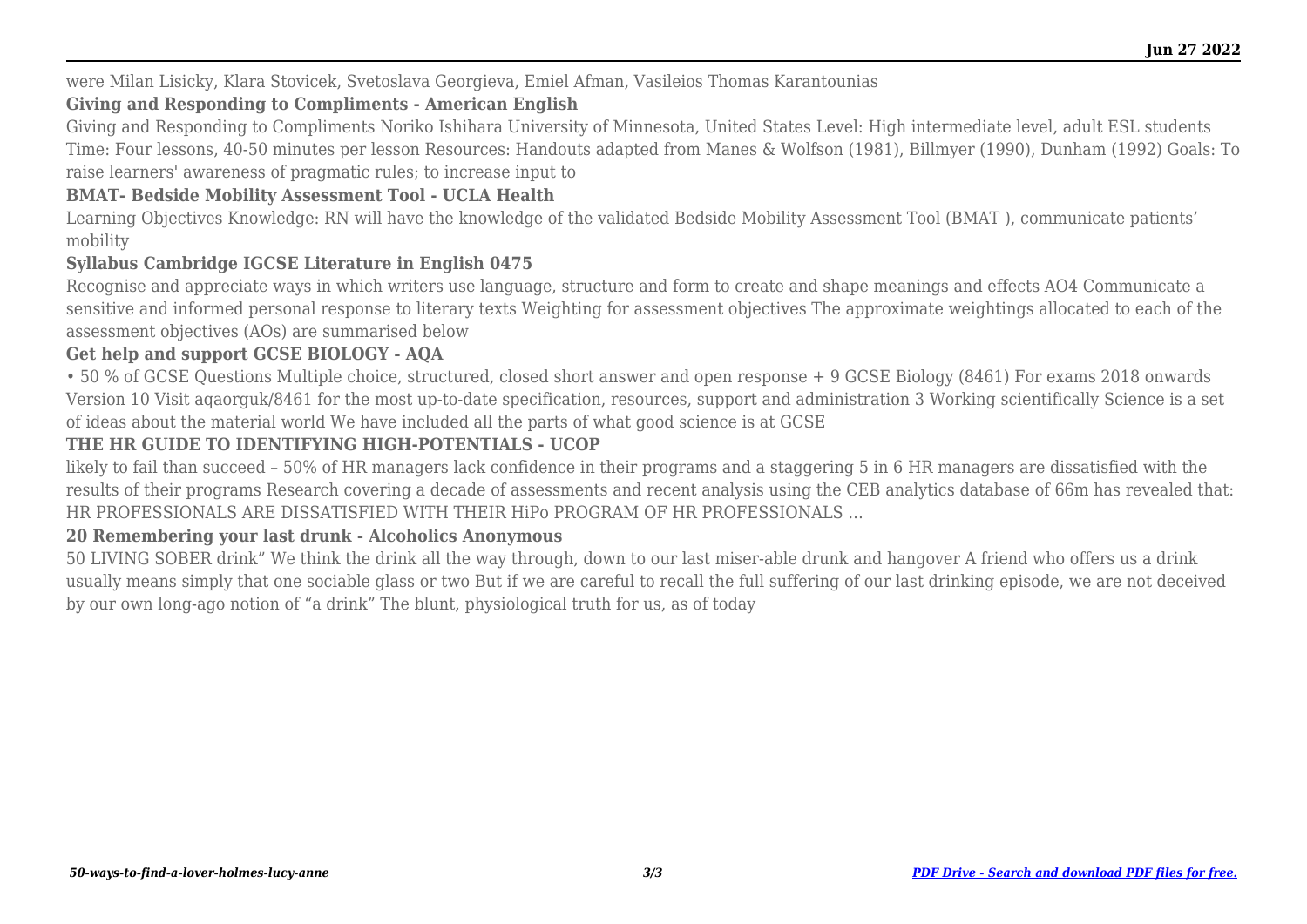were Milan Lisicky, Klara Stovicek, Svetoslava Georgieva, Emiel Afman, Vasileios Thomas Karantounias

**Giving and Responding to Compliments - American English**

Giving and Responding to Compliments Noriko Ishihara University of Minnesota, United States Level: High intermediate level, adult ESL students Time: Four lessons, 40-50 minutes per lesson Resources: Handouts adapted from Manes & Wolfson (1981), Billmyer (1990), Dunham (1992) Goals: To raise learners' awareness of pragmatic rules; to increase input to

**BMAT- Bedside Mobility Assessment Tool - UCLA Health**

Learning Objectives Knowledge: RN will have the knowledge of the validated Bedside Mobility Assessment Tool (BMAT ), communicate patients' mobility

**Syllabus Cambridge IGCSE Literature in English 0475**

Recognise and appreciate ways in which writers use language, structure and form to create and shape meanings and effects AO4 Communicate a sensitive and informed personal response to literary texts Weighting for assessment objectives The approximate weightings allocated to each of the assessment objectives (AOs) are summarised below

**Get help and support GCSE BIOLOGY - AQA**

• 50 % of GCSE Questions Multiple choice, structured, closed short answer and open response + 9 GCSE Biology (8461) For exams 2018 onwards Version 10 Visit aqaorguk/8461 for the most up-to-date specification, resources, support and administration 3 Working scientifically Science is a set of ideas about the material world We have included all the parts of what good science is at GCSE

**THE HR GUIDE TO IDENTIFYING HIGH-POTENTIALS - UCOP**

likely to fail than succeed – 50% of HR managers lack confidence in their programs and a staggering 5 in 6 HR managers are dissatisfied with the results of their programs Research covering a decade of assessments and recent analysis using the CEB analytics database of 66m has revealed that: HR PROFESSIONALS ARE DISSATISFIED WITH THEIR HiPo PROGRAM OF HR PROFESSIONALS …

**20 Remembering your last drunk - Alcoholics Anonymous**

50 LIVING SOBER drink" We think the drink all the way through, down to our last miser-able drunk and hangover A friend who offers us a drink usually means simply that one sociable glass or two But if we are careful to recall the full suffering of our last drinking episode, we are not deceived by our own long-ago notion of "a drink" The blunt, physiological truth for us, as of today